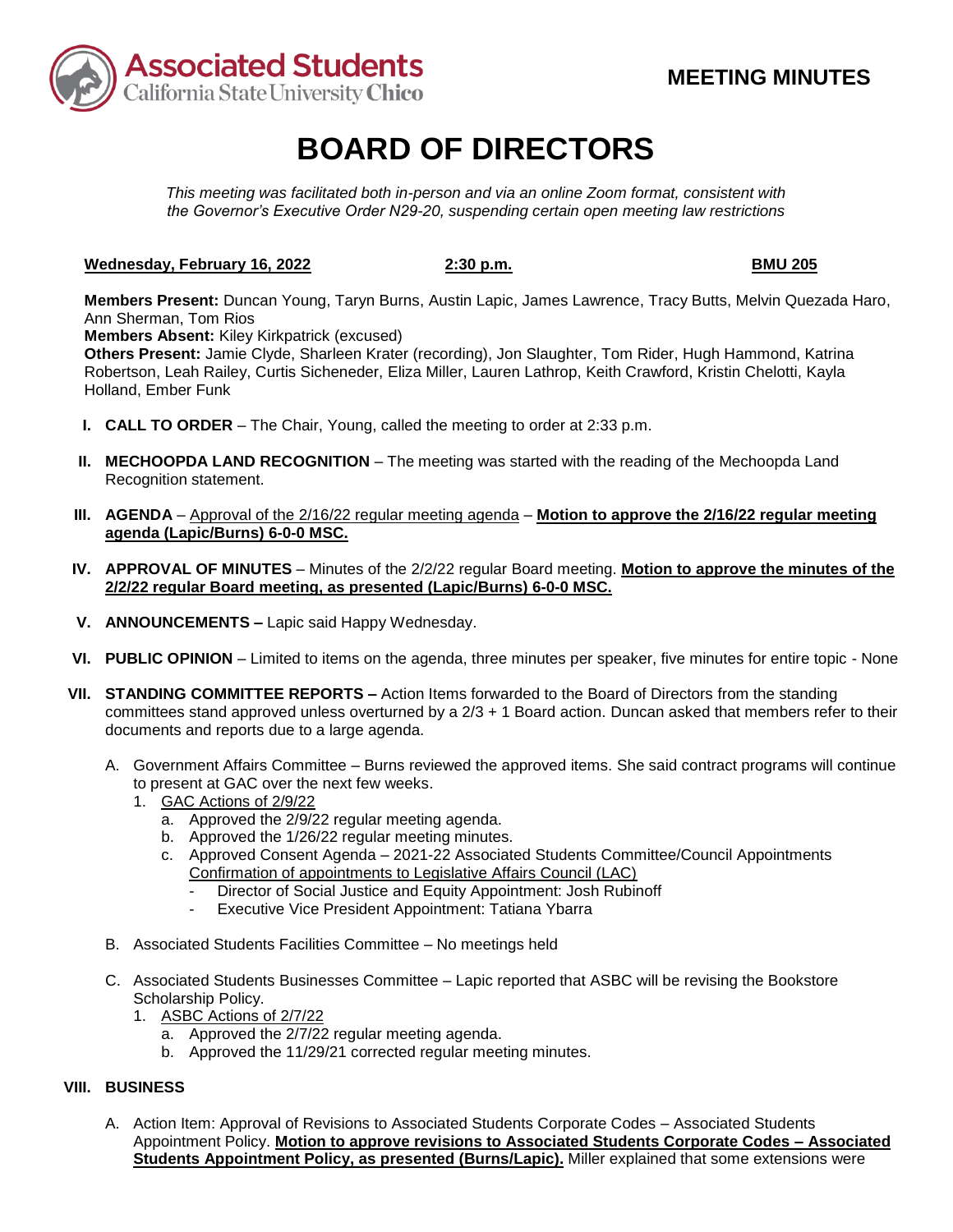**Associated Students**
California State University **Chico**

**MEETING MINUTES**

# BOARD OF DIRECTORS

*This meeting was facilitated both in-person and via an online Zoom format, consistent with the Governor's Executive Order N29-20, suspending certain open meeting law restrictions*

**Wednesday, February 16, 2022** | **2:30 p.m.** | **BMU 205**

**Members Present:** Duncan Young, Taryn Burns, Austin Lapic, James Lawrence, Tracy Butts, Melvin Quezada Haro, Ann Sherman, Tom Rios
**Members Absent:** Kiley Kirkpatrick (excused)
**Others Present:** Jamie Clyde, Sharleen Krater (recording), Jon Slaughter, Tom Rider, Hugh Hammond, Katrina Robertson, Leah Railey, Curtis Sicheneder, Eliza Miller, Lauren Lathrop, Keith Crawford, Kristin Chelotti, Kayla Holland, Ember Funk

**I. CALL TO ORDER** – The Chair, Young, called the meeting to order at 2:33 p.m.

**II. MECHOOPDA LAND RECOGNITION** – The meeting was started with the reading of the Mechoopda Land Recognition statement.

**III. AGENDA** – Approval of the 2/16/22 regular meeting agenda – **Motion to approve the 2/16/22 regular meeting agenda (Lapic/Burns) 6-0-0 MSC.**

**IV. APPROVAL OF MINUTES** – Minutes of the 2/2/22 regular Board meeting. **Motion to approve the minutes of the 2/2/22 regular Board meeting, as presented (Lapic/Burns) 6-0-0 MSC.**

**V. ANNOUNCEMENTS –** Lapic said Happy Wednesday.

**VI. PUBLIC OPINION** – Limited to items on the agenda, three minutes per speaker, five minutes for entire topic - None

**VII. STANDING COMMITTEE REPORTS –** Action Items forwarded to the Board of Directors from the standing committees stand approved unless overturned by a 2/3 + 1 Board action. Duncan asked that members refer to their documents and reports due to a large agenda.

A. Government Affairs Committee – Burns reviewed the approved items. She said contract programs will continue to present at GAC over the next few weeks.
   1. GAC Actions of 2/9/22
      a. Approved the 2/9/22 regular meeting agenda.
      b. Approved the 1/26/22 regular meeting minutes.
      c. Approved Consent Agenda – 2021-22 Associated Students Committee/Council Appointments
         Confirmation of appointments to Legislative Affairs Council (LAC)
         - Director of Social Justice and Equity Appointment: Josh Rubinoff
         - Executive Vice President Appointment: Tatiana Ybarra

B. Associated Students Facilities Committee – No meetings held

C. Associated Students Businesses Committee – Lapic reported that ASBC will be revising the Bookstore Scholarship Policy.
   1. ASBC Actions of 2/7/22
      a. Approved the 2/7/22 regular meeting agenda.
      b. Approved the 11/29/21 corrected regular meeting minutes.

**VIII. BUSINESS**

A. Action Item: Approval of Revisions to Associated Students Corporate Codes – Associated Students Appointment Policy. **Motion to approve revisions to Associated Students Corporate Codes – Associated Students Appointment Policy, as presented (Burns/Lapic).** Miller explained that some extensions were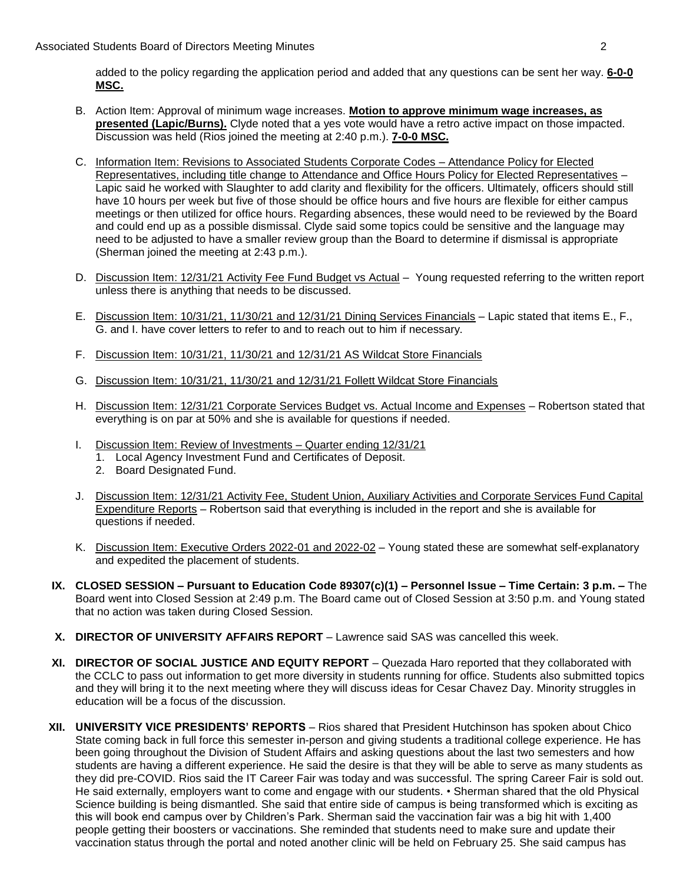added to the policy regarding the application period and added that any questions can be sent her way. **6-0-0 MSC.**

B. Action Item: Approval of minimum wage increases. **Motion to approve minimum wage increases, as presented (Lapic/Burns).** Clyde noted that a yes vote would have a retro active impact on those impacted. Discussion was held (Rios joined the meeting at 2:40 p.m.). **7-0-0 MSC.**

C. Information Item: Revisions to Associated Students Corporate Codes – Attendance Policy for Elected Representatives, including title change to Attendance and Office Hours Policy for Elected Representatives – Lapic said he worked with Slaughter to add clarity and flexibility for the officers. Ultimately, officers should still have 10 hours per week but five of those should be office hours and five hours are flexible for either campus meetings or then utilized for office hours. Regarding absences, these would need to be reviewed by the Board and could end up as a possible dismissal. Clyde said some topics could be sensitive and the language may need to be adjusted to have a smaller review group than the Board to determine if dismissal is appropriate (Sherman joined the meeting at 2:43 p.m.).

D. Discussion Item: 12/31/21 Activity Fee Fund Budget vs Actual – Young requested referring to the written report unless there is anything that needs to be discussed.

E. Discussion Item: 10/31/21, 11/30/21 and 12/31/21 Dining Services Financials – Lapic stated that items E., F., G. and I. have cover letters to refer to and to reach out to him if necessary.

F. Discussion Item: 10/31/21, 11/30/21 and 12/31/21 AS Wildcat Store Financials

G. Discussion Item: 10/31/21, 11/30/21 and 12/31/21 Follett Wildcat Store Financials

H. Discussion Item: 12/31/21 Corporate Services Budget vs. Actual Income and Expenses – Robertson stated that everything is on par at 50% and she is available for questions if needed.

I. Discussion Item: Review of Investments – Quarter ending 12/31/21
   1. Local Agency Investment Fund and Certificates of Deposit.
   2. Board Designated Fund.

J. Discussion Item: 12/31/21 Activity Fee, Student Union, Auxiliary Activities and Corporate Services Fund Capital Expenditure Reports – Robertson said that everything is included in the report and she is available for questions if needed.

K. Discussion Item: Executive Orders 2022-01 and 2022-02 – Young stated these are somewhat self-explanatory and expedited the placement of students.

**IX. CLOSED SESSION – Pursuant to Education Code 89307(c)(1) – Personnel Issue – Time Certain: 3 p.m. –** The Board went into Closed Session at 2:49 p.m. The Board came out of Closed Session at 3:50 p.m. and Young stated that no action was taken during Closed Session.

**X. DIRECTOR OF UNIVERSITY AFFAIRS REPORT** – Lawrence said SAS was cancelled this week.

**XI. DIRECTOR OF SOCIAL JUSTICE AND EQUITY REPORT** – Quezada Haro reported that they collaborated with the CCLC to pass out information to get more diversity in students running for office. Students also submitted topics and they will bring it to the next meeting where they will discuss ideas for Cesar Chavez Day. Minority struggles in education will be a focus of the discussion.

**XII. UNIVERSITY VICE PRESIDENTS' REPORTS** – Rios shared that President Hutchinson has spoken about Chico State coming back in full force this semester in-person and giving students a traditional college experience. He has been going throughout the Division of Student Affairs and asking questions about the last two semesters and how students are having a different experience. He said the desire is that they will be able to serve as many students as they did pre-COVID. Rios said the IT Career Fair was today and was successful. The spring Career Fair is sold out. He said externally, employers want to come and engage with our students. • Sherman shared that the old Physical Science building is being dismantled. She said that entire side of campus is being transformed which is exciting as this will book end campus over by Children's Park. Sherman said the vaccination fair was a big hit with 1,400 people getting their boosters or vaccinations. She reminded that students need to make sure and update their vaccination status through the portal and noted another clinic will be held on February 25. She said campus has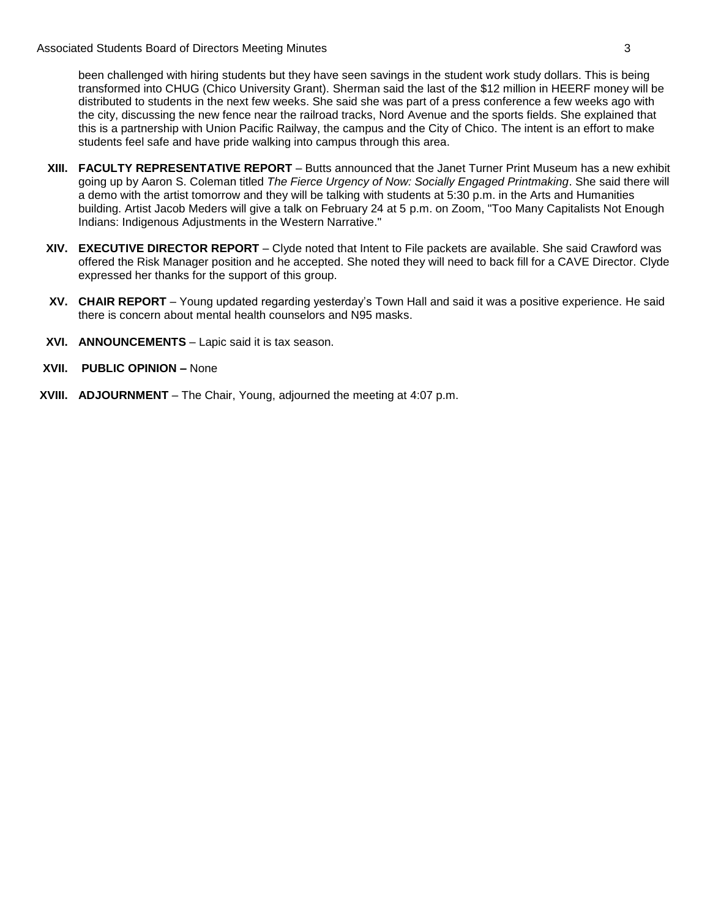been challenged with hiring students but they have seen savings in the student work study dollars. This is being transformed into CHUG (Chico University Grant). Sherman said the last of the $12 million in HEERF money will be distributed to students in the next few weeks. She said she was part of a press conference a few weeks ago with the city, discussing the new fence near the railroad tracks, Nord Avenue and the sports fields. She explained that this is a partnership with Union Pacific Railway, the campus and the City of Chico. The intent is an effort to make students feel safe and have pride walking into campus through this area.

**XIII. FACULTY REPRESENTATIVE REPORT** – Butts announced that the Janet Turner Print Museum has a new exhibit going up by Aaron S. Coleman titled *The Fierce Urgency of Now: Socially Engaged Printmaking*. She said there will a demo with the artist tomorrow and they will be talking with students at 5:30 p.m. in the Arts and Humanities building. Artist Jacob Meders will give a talk on February 24 at 5 p.m. on Zoom, "Too Many Capitalists Not Enough Indians: Indigenous Adjustments in the Western Narrative."

**XIV. EXECUTIVE DIRECTOR REPORT** – Clyde noted that Intent to File packets are available. She said Crawford was offered the Risk Manager position and he accepted. She noted they will need to back fill for a CAVE Director. Clyde expressed her thanks for the support of this group.

**XV. CHAIR REPORT** – Young updated regarding yesterday's Town Hall and said it was a positive experience. He said there is concern about mental health counselors and N95 masks.

**XVI. ANNOUNCEMENTS** – Lapic said it is tax season.

**XVII. PUBLIC OPINION –** None

**XVIII. ADJOURNMENT** – The Chair, Young, adjourned the meeting at 4:07 p.m.